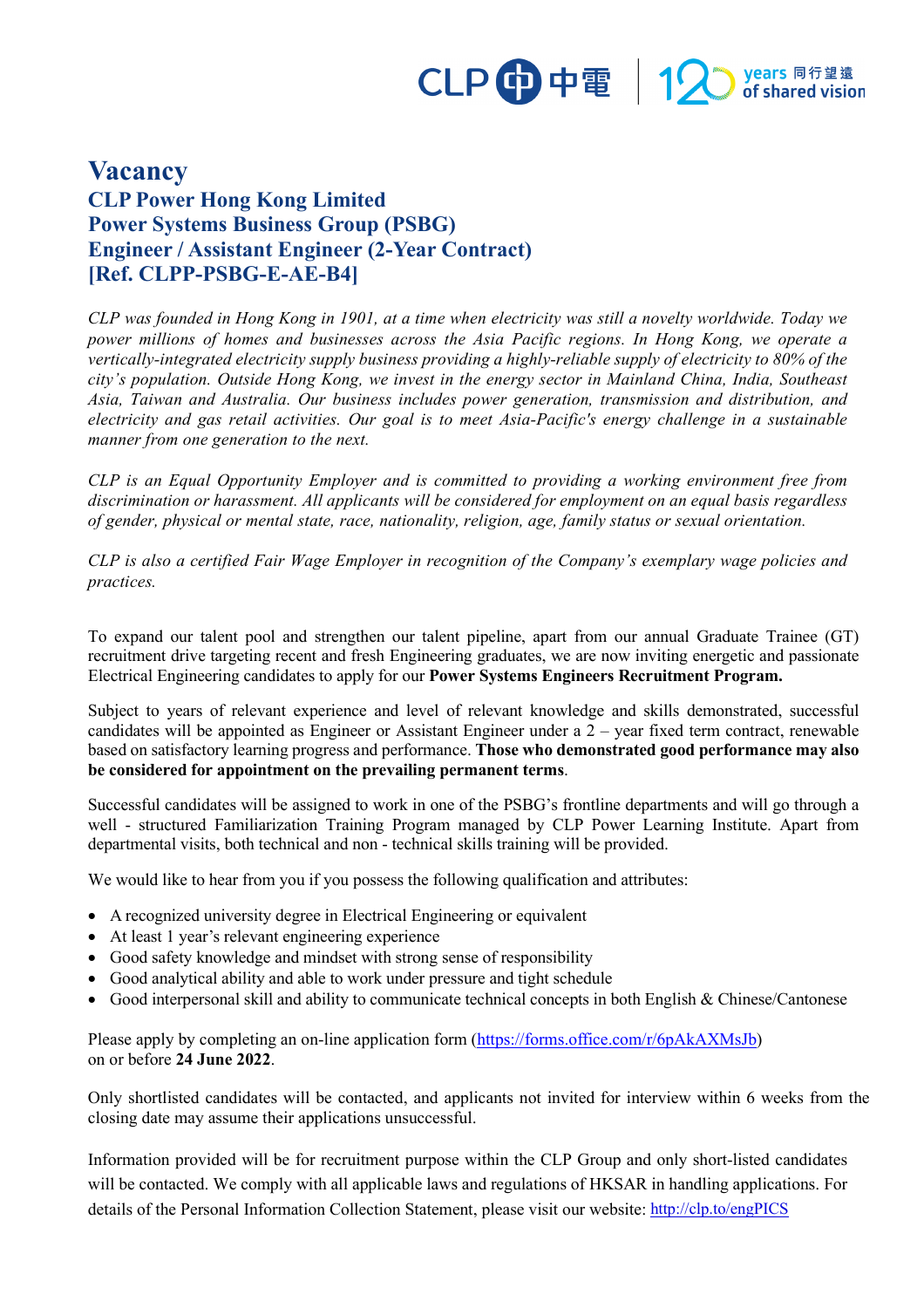# Vacancy

## CLP Power Hong Kong Limited
## Power Systems Business Group (PSBG)
## Engineer / Assistant Engineer (2-Year Contract)
## [Ref. CLPP-PSBG-E-AE-B4]

*CLP was founded in Hong Kong in 1901, at a time when electricity was still a novelty worldwide. Today we power millions of homes and businesses across the Asia Pacific regions. In Hong Kong, we operate a vertically-integrated electricity supply business providing a highly-reliable supply of electricity to 80% of the city's population. Outside Hong Kong, we invest in the energy sector in Mainland China, India, Southeast Asia, Taiwan and Australia. Our business includes power generation, transmission and distribution, and electricity and gas retail activities. Our goal is to meet Asia-Pacific's energy challenge in a sustainable manner from one generation to the next.*

*CLP is an Equal Opportunity Employer and is committed to providing a working environment free from discrimination or harassment. All applicants will be considered for employment on an equal basis regardless of gender, physical or mental state, race, nationality, religion, age, family status or sexual orientation.*

*CLP is also a certified Fair Wage Employer in recognition of the Company's exemplary wage policies and practices.*

To expand our talent pool and strengthen our talent pipeline, apart from our annual Graduate Trainee (GT) recruitment drive targeting recent and fresh Engineering graduates, we are now inviting energetic and passionate Electrical Engineering candidates to apply for our **Power Systems Engineers Recruitment Program.**

Subject to years of relevant experience and level of relevant knowledge and skills demonstrated, successful candidates will be appointed as Engineer or Assistant Engineer under a 2 – year fixed term contract, renewable based on satisfactory learning progress and performance. **Those who demonstrated good performance may also be considered for appointment on the prevailing permanent terms**.

Successful candidates will be assigned to work in one of the PSBG's frontline departments and will go through a well - structured Familiarization Training Program managed by CLP Power Learning Institute. Apart from departmental visits, both technical and non - technical skills training will be provided.

We would like to hear from you if you possess the following qualification and attributes:

- A recognized university degree in Electrical Engineering or equivalent
- At least 1 year's relevant engineering experience
- Good safety knowledge and mindset with strong sense of responsibility
- Good analytical ability and able to work under pressure and tight schedule
- Good interpersonal skill and ability to communicate technical concepts in both English & Chinese/Cantonese

Please apply by completing an on-line application form (https://forms.office.com/r/6pAkAXMsJb) on or before **24 June 2022**.

Only shortlisted candidates will be contacted, and applicants not invited for interview within 6 weeks from the closing date may assume their applications unsuccessful.

Information provided will be for recruitment purpose within the CLP Group and only short-listed candidates will be contacted. We comply with all applicable laws and regulations of HKSAR in handling applications. For details of the Personal Information Collection Statement, please visit our website: http://clp.to/engPICS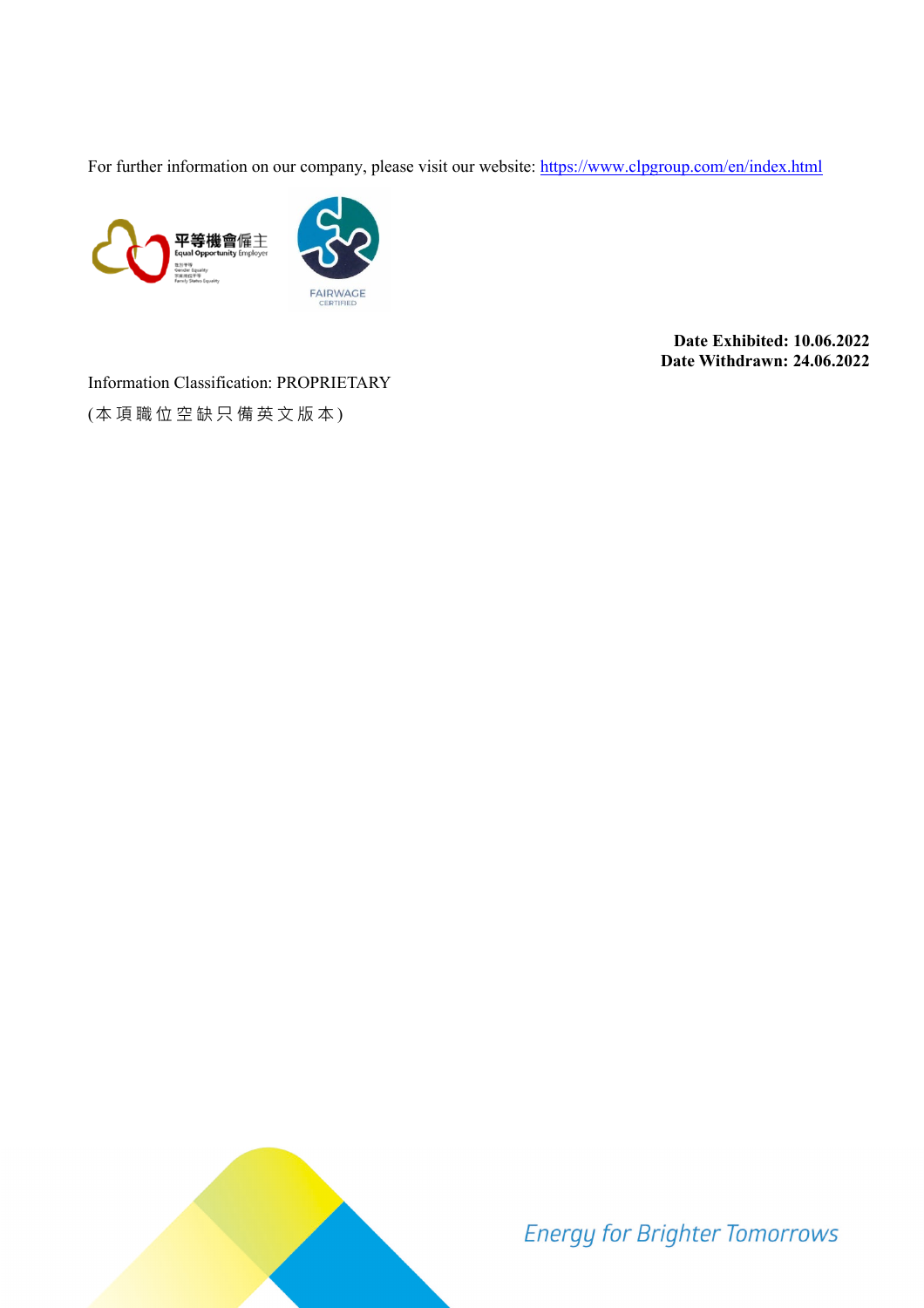For further information on our company, please visit our website: [https://www.clpgroup.com/en/index.html](https://www.clpgroup.com/en/index.html)

**Date Exhibited: 10.06.2022**
**Date Withdrawn: 24.06.2022**

Information Classification: PROPRIETARY

(本項職位空缺只備英文版本)

*Energy for Brighter Tomorrows*